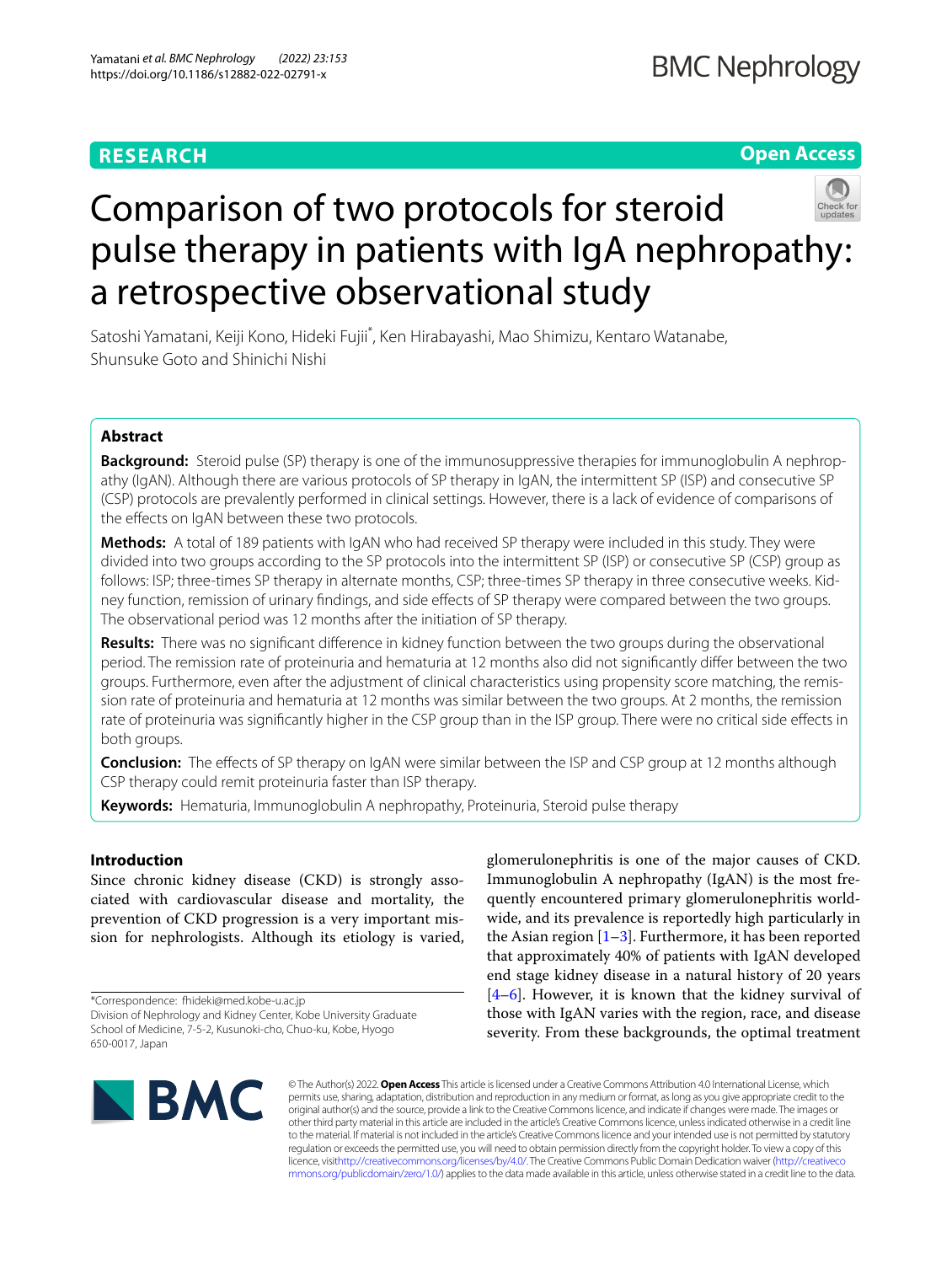RESEARCH

Open Access

# Comparison of two protocols for steroid pulse therapy in patients with IgA nephropathy: a retrospective observational study

Satoshi Yamatani, Keiji Kono, Hideki Fujii*, Ken Hirabayashi, Mao Shimizu, Kentaro Watanabe, Shunsuke Goto and Shinichi Nishi

## Abstract

**Background:** Steroid pulse (SP) therapy is one of the immunosuppressive therapies for immunoglobulin A nephropathy (IgAN). Although there are various protocols of SP therapy in IgAN, the intermittent SP (ISP) and consecutive SP (CSP) protocols are prevalently performed in clinical settings. However, there is a lack of evidence of comparisons of the effects on IgAN between these two protocols.

**Methods:** A total of 189 patients with IgAN who had received SP therapy were included in this study. They were divided into two groups according to the SP protocols into the intermittent SP (ISP) or consecutive SP (CSP) group as follows: ISP; three-times SP therapy in alternate months, CSP; three-times SP therapy in three consecutive weeks. Kidney function, remission of urinary findings, and side effects of SP therapy were compared between the two groups. The observational period was 12 months after the initiation of SP therapy.

**Results:** There was no significant difference in kidney function between the two groups during the observational period. The remission rate of proteinuria and hematuria at 12 months also did not significantly differ between the two groups. Furthermore, even after the adjustment of clinical characteristics using propensity score matching, the remission rate of proteinuria and hematuria at 12 months was similar between the two groups. At 2 months, the remission rate of proteinuria was significantly higher in the CSP group than in the ISP group. There were no critical side effects in both groups.

**Conclusion:** The effects of SP therapy on IgAN were similar between the ISP and CSP group at 12 months although CSP therapy could remit proteinuria faster than ISP therapy.

**Keywords:** Hematuria, Immunoglobulin A nephropathy, Proteinuria, Steroid pulse therapy

## Introduction

Since chronic kidney disease (CKD) is strongly associated with cardiovascular disease and mortality, the prevention of CKD progression is a very important mission for nephrologists. Although its etiology is varied, glomerulonephritis is one of the major causes of CKD. Immunoglobulin A nephropathy (IgAN) is the most frequently encountered primary glomerulonephritis worldwide, and its prevalence is reportedly high particularly in the Asian region [1–3]. Furthermore, it has been reported that approximately 40% of patients with IgAN developed end stage kidney disease in a natural history of 20 years [4–6]. However, it is known that the kidney survival of those with IgAN varies with the region, race, and disease severity. From these backgrounds, the optimal treatment

*Correspondence: fhideki@med.kobe-u.ac.jp
Division of Nephrology and Kidney Center, Kobe University Graduate School of Medicine, 7-5-2, Kusunoki-cho, Chuo-ku, Kobe, Hyogo 650-0017, Japan

© The Author(s) 2022. **Open Access** This article is licensed under a Creative Commons Attribution 4.0 International License, which permits use, sharing, adaptation, distribution and reproduction in any medium or format, as long as you give appropriate credit to the original author(s) and the source, provide a link to the Creative Commons licence, and indicate if changes were made. The images or other third party material in this article are included in the article's Creative Commons licence, unless indicated otherwise in a credit line to the material. If material is not included in the article's Creative Commons licence and your intended use is not permitted by statutory regulation or exceeds the permitted use, you will need to obtain permission directly from the copyright holder. To view a copy of this licence, visit http://creativecommons.org/licenses/by/4.0/. The Creative Commons Public Domain Dedication waiver (http://creativecommons.org/publicdomain/zero/1.0/) applies to the data made available in this article, unless otherwise stated in a credit line to the data.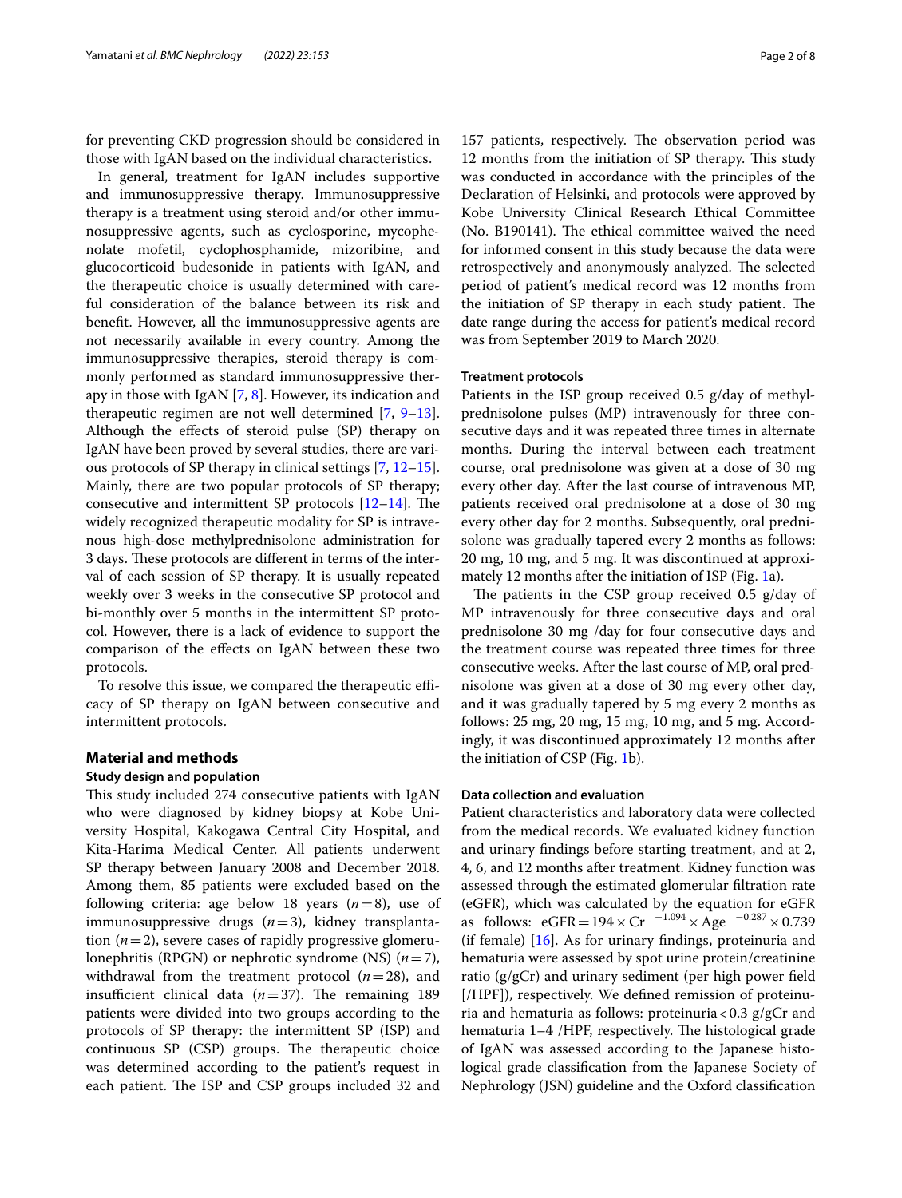for preventing CKD progression should be considered in those with IgAN based on the individual characteristics.

In general, treatment for IgAN includes supportive and immunosuppressive therapy. Immunosuppressive therapy is a treatment using steroid and/or other immunosuppressive agents, such as cyclosporine, mycophenolate mofetil, cyclophosphamide, mizoribine, and glucocorticoid budesonide in patients with IgAN, and the therapeutic choice is usually determined with careful consideration of the balance between its risk and benefit. However, all the immunosuppressive agents are not necessarily available in every country. Among the immunosuppressive therapies, steroid therapy is commonly performed as standard immunosuppressive therapy in those with IgAN [7, 8]. However, its indication and therapeutic regimen are not well determined [7, 9–13]. Although the effects of steroid pulse (SP) therapy on IgAN have been proved by several studies, there are various protocols of SP therapy in clinical settings [7, 12–15]. Mainly, there are two popular protocols of SP therapy; consecutive and intermittent SP protocols [12–14]. The widely recognized therapeutic modality for SP is intravenous high-dose methylprednisolone administration for 3 days. These protocols are different in terms of the interval of each session of SP therapy. It is usually repeated weekly over 3 weeks in the consecutive SP protocol and bi-monthly over 5 months in the intermittent SP protocol. However, there is a lack of evidence to support the comparison of the effects on IgAN between these two protocols.

To resolve this issue, we compared the therapeutic efficacy of SP therapy on IgAN between consecutive and intermittent protocols.

## Material and methods

### Study design and population

This study included 274 consecutive patients with IgAN who were diagnosed by kidney biopsy at Kobe University Hospital, Kakogawa Central City Hospital, and Kita-Harima Medical Center. All patients underwent SP therapy between January 2008 and December 2018. Among them, 85 patients were excluded based on the following criteria: age below 18 years ($n=8$), use of immunosuppressive drugs ($n=3$), kidney transplantation ($n=2$), severe cases of rapidly progressive glomerulonephritis (RPGN) or nephrotic syndrome (NS) ($n=7$), withdrawal from the treatment protocol ($n=28$), and insufficient clinical data ($n=37$). The remaining 189 patients were divided into two groups according to the protocols of SP therapy: the intermittent SP (ISP) and continuous SP (CSP) groups. The therapeutic choice was determined according to the patient's request in each patient. The ISP and CSP groups included 32 and 157 patients, respectively. The observation period was 12 months from the initiation of SP therapy. This study was conducted in accordance with the principles of the Declaration of Helsinki, and protocols were approved by Kobe University Clinical Research Ethical Committee (No. B190141). The ethical committee waived the need for informed consent in this study because the data were retrospectively and anonymously analyzed. The selected period of patient's medical record was 12 months from the initiation of SP therapy in each study patient. The date range during the access for patient's medical record was from September 2019 to March 2020.

### Treatment protocols

Patients in the ISP group received 0.5 g/day of methylprednisolone pulses (MP) intravenously for three consecutive days and it was repeated three times in alternate months. During the interval between each treatment course, oral prednisolone was given at a dose of 30 mg every other day. After the last course of intravenous MP, patients received oral prednisolone at a dose of 30 mg every other day for 2 months. Subsequently, oral prednisolone was gradually tapered every 2 months as follows: 20 mg, 10 mg, and 5 mg. It was discontinued at approximately 12 months after the initiation of ISP (Fig. 1a).

The patients in the CSP group received 0.5 g/day of MP intravenously for three consecutive days and oral prednisolone 30 mg /day for four consecutive days and the treatment course was repeated three times for three consecutive weeks. After the last course of MP, oral prednisolone was given at a dose of 30 mg every other day, and it was gradually tapered by 5 mg every 2 months as follows: 25 mg, 20 mg, 15 mg, 10 mg, and 5 mg. Accordingly, it was discontinued approximately 12 months after the initiation of CSP (Fig. 1b).

### Data collection and evaluation

Patient characteristics and laboratory data were collected from the medical records. We evaluated kidney function and urinary findings before starting treatment, and at 2, 4, 6, and 12 months after treatment. Kidney function was assessed through the estimated glomerular filtration rate (eGFR), which was calculated by the equation for eGFR as follows: $\mathrm{eGFR} = 194 \times \mathrm{Cr}^{-1.094} \times \mathrm{Age}^{-0.287} \times 0.739$ (if female) [16]. As for urinary findings, proteinuria and hematuria were assessed by spot urine protein/creatinine ratio (g/gCr) and urinary sediment (per high power field [/HPF]), respectively. We defined remission of proteinuria and hematuria as follows: proteinuria $<0.3$ g/gCr and hematuria 1–4 /HPF, respectively. The histological grade of IgAN was assessed according to the Japanese histological grade classification from the Japanese Society of Nephrology (JSN) guideline and the Oxford classification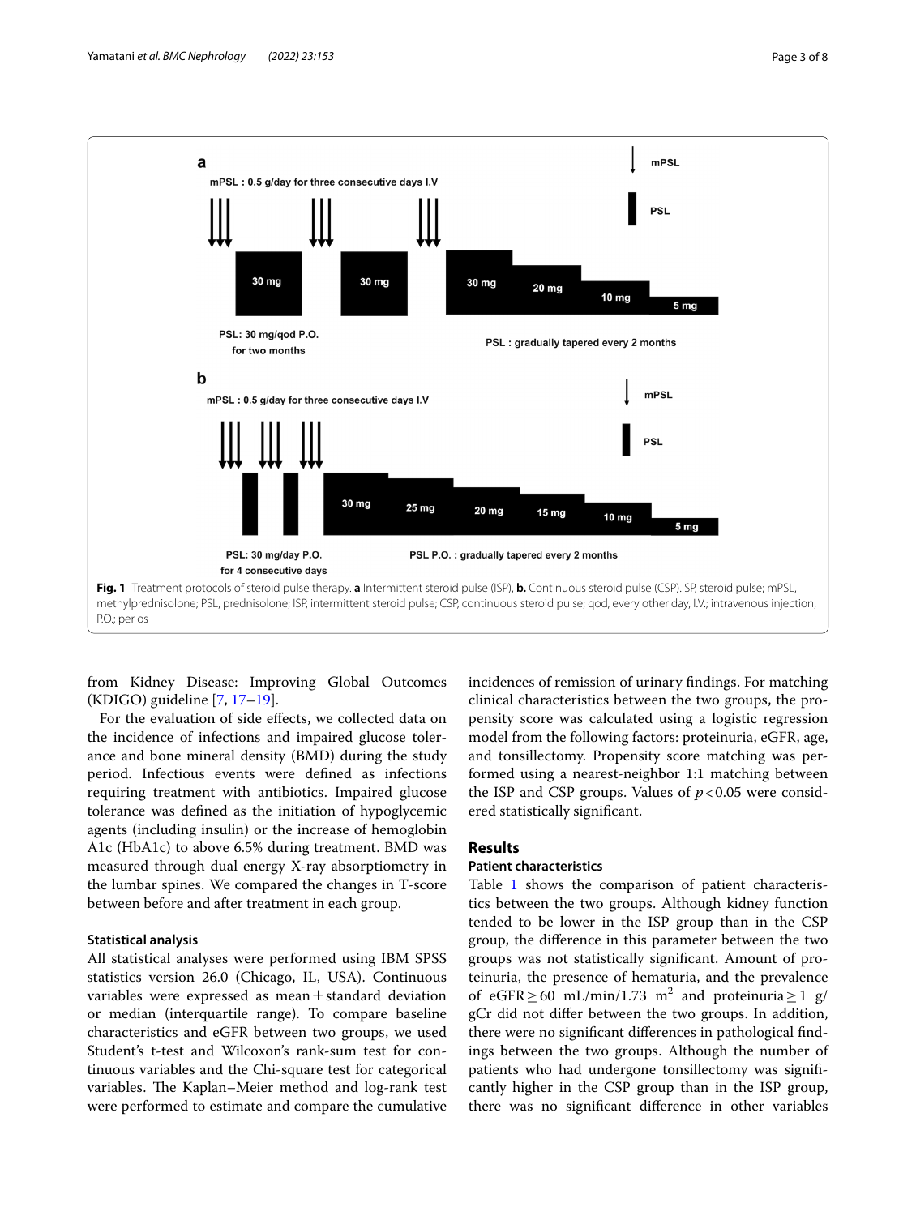**Fig. 1** Treatment protocols of steroid pulse therapy. **a** Intermittent steroid pulse (ISP), **b.** Continuous steroid pulse (CSP). SP, steroid pulse; mPSL, methylprednisolone; PSL, prednisolone; ISP, intermittent steroid pulse; CSP, continuous steroid pulse; qod, every other day, I.V.; intravenous injection, P.O.; per os

from Kidney Disease: Improving Global Outcomes (KDIGO) guideline [7, 17–19].

For the evaluation of side effects, we collected data on the incidence of infections and impaired glucose tolerance and bone mineral density (BMD) during the study period. Infectious events were defined as infections requiring treatment with antibiotics. Impaired glucose tolerance was defined as the initiation of hypoglycemic agents (including insulin) or the increase of hemoglobin A1c (HbA1c) to above 6.5% during treatment. BMD was measured through dual energy X-ray absorptiometry in the lumbar spines. We compared the changes in T-score between before and after treatment in each group.

### Statistical analysis

All statistical analyses were performed using IBM SPSS statistics version 26.0 (Chicago, IL, USA). Continuous variables were expressed as mean ± standard deviation or median (interquartile range). To compare baseline characteristics and eGFR between two groups, we used Student's t-test and Wilcoxon's rank-sum test for continuous variables and the Chi-square test for categorical variables. The Kaplan–Meier method and log-rank test were performed to estimate and compare the cumulative incidences of remission of urinary findings. For matching clinical characteristics between the two groups, the propensity score was calculated using a logistic regression model from the following factors: proteinuria, eGFR, age, and tonsillectomy. Propensity score matching was performed using a nearest-neighbor 1:1 matching between the ISP and CSP groups. Values of $p < 0.05$ were considered statistically significant.

## Results

### Patient characteristics

Table 1 shows the comparison of patient characteristics between the two groups. Although kidney function tended to be lower in the ISP group than in the CSP group, the difference in this parameter between the two groups was not statistically significant. Amount of proteinuria, the presence of hematuria, and the prevalence of eGFR ≥ 60 mL/min/1.73 $m^2$ and proteinuria ≥ 1 g/gCr did not differ between the two groups. In addition, there were no significant differences in pathological findings between the two groups. Although the number of patients who had undergone tonsillectomy was significantly higher in the CSP group than in the ISP group, there was no significant difference in other variables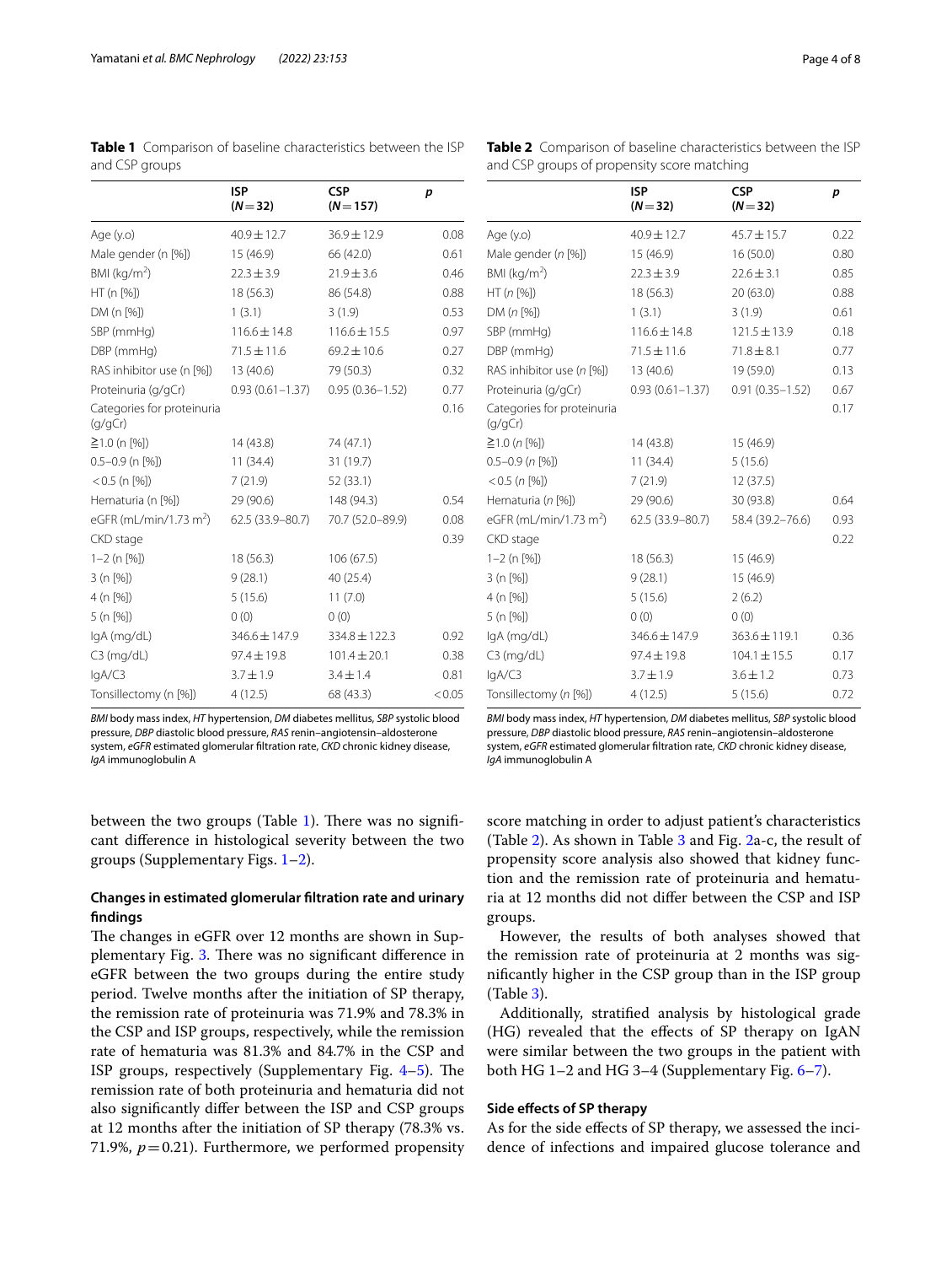**Table 1** Comparison of baseline characteristics between the ISP and CSP groups

| | ISP ($N=32$) | CSP ($N=157$) | *p* |
|---|---|---|---|
| Age (y.o) | 40.9 ± 12.7 | 36.9 ± 12.9 | 0.08 |
| Male gender (n [%]) | 15 (46.9) | 66 (42.0) | 0.61 |
| BMI (kg/m$^2$) | 22.3 ± 3.9 | 21.9 ± 3.6 | 0.46 |
| HT (n [%]) | 18 (56.3) | 86 (54.8) | 0.88 |
| DM (n [%]) | 1 (3.1) | 3 (1.9) | 0.53 |
| SBP (mmHg) | 116.6 ± 14.8 | 116.6 ± 15.5 | 0.97 |
| DBP (mmHg) | 71.5 ± 11.6 | 69.2 ± 10.6 | 0.27 |
| RAS inhibitor use (n [%]) | 13 (40.6) | 79 (50.3) | 0.32 |
| Proteinuria (g/gCr) | 0.93 (0.61–1.37) | 0.95 (0.36–1.52) | 0.77 |
| Categories for proteinuria (g/gCr) | | | 0.16 |
| ≧1.0 (n [%]) | 14 (43.8) | 74 (47.1) | |
| 0.5–0.9 (n [%]) | 11 (34.4) | 31 (19.7) | |
| <0.5 (n [%]) | 7 (21.9) | 52 (33.1) | |
| Hematuria (n [%]) | 29 (90.6) | 148 (94.3) | 0.54 |
| eGFR (mL/min/1.73 m$^2$) | 62.5 (33.9–80.7) | 70.7 (52.0–89.9) | 0.08 |
| CKD stage | | | 0.39 |
| 1–2 (n [%]) | 18 (56.3) | 106 (67.5) | |
| 3 (n [%]) | 9 (28.1) | 40 (25.4) | |
| 4 (n [%]) | 5 (15.6) | 11 (7.0) | |
| 5 (n [%]) | 0 (0) | 0 (0) | |
| IgA (mg/dL) | 346.6 ± 147.9 | 334.8 ± 122.3 | 0.92 |
| C3 (mg/dL) | 97.4 ± 19.8 | 101.4 ± 20.1 | 0.38 |
| IgA/C3 | 3.7 ± 1.9 | 3.4 ± 1.4 | 0.81 |
| Tonsillectomy (n [%]) | 4 (12.5) | 68 (43.3) | <0.05 |

*BMI* body mass index, *HT* hypertension, *DM* diabetes mellitus, *SBP* systolic blood pressure, *DBP* diastolic blood pressure, *RAS* renin–angiotensin–aldosterone system, *eGFR* estimated glomerular filtration rate, *CKD* chronic kidney disease, *IgA* immunoglobulin A

**Table 2** Comparison of baseline characteristics between the ISP and CSP groups of propensity score matching

| | ISP ($N=32$) | CSP ($N=32$) | *p* |
|---|---|---|---|
| Age (y.o) | 40.9 ± 12.7 | 45.7 ± 15.7 | 0.22 |
| Male gender (*n* [%]) | 15 (46.9) | 16 (50.0) | 0.80 |
| BMI (kg/m$^2$) | 22.3 ± 3.9 | 22.6 ± 3.1 | 0.85 |
| HT (*n* [%]) | 18 (56.3) | 20 (63.0) | 0.88 |
| DM (*n* [%]) | 1 (3.1) | 3 (1.9) | 0.61 |
| SBP (mmHg) | 116.6 ± 14.8 | 121.5 ± 13.9 | 0.18 |
| DBP (mmHg) | 71.5 ± 11.6 | 71.8 ± 8.1 | 0.77 |
| RAS inhibitor use (*n* [%]) | 13 (40.6) | 19 (59.0) | 0.13 |
| Proteinuria (g/gCr) | 0.93 (0.61–1.37) | 0.91 (0.35–1.52) | 0.67 |
| Categories for proteinuria (g/gCr) | | | 0.17 |
| ≧1.0 (*n* [%]) | 14 (43.8) | 15 (46.9) | |
| 0.5–0.9 (*n* [%]) | 11 (34.4) | 5 (15.6) | |
| <0.5 (*n* [%]) | 7 (21.9) | 12 (37.5) | |
| Hematuria (*n* [%]) | 29 (90.6) | 30 (93.8) | 0.64 |
| eGFR (mL/min/1.73 m$^2$) | 62.5 (33.9–80.7) | 58.4 (39.2–76.6) | 0.93 |
| CKD stage | | | 0.22 |
| 1–2 (n [%]) | 18 (56.3) | 15 (46.9) | |
| 3 (n [%]) | 9 (28.1) | 15 (46.9) | |
| 4 (n [%]) | 5 (15.6) | 2 (6.2) | |
| 5 (n [%]) | 0 (0) | 0 (0) | |
| IgA (mg/dL) | 346.6 ± 147.9 | 363.6 ± 119.1 | 0.36 |
| C3 (mg/dL) | 97.4 ± 19.8 | 104.1 ± 15.5 | 0.17 |
| IgA/C3 | 3.7 ± 1.9 | 3.6 ± 1.2 | 0.73 |
| Tonsillectomy (*n* [%]) | 4 (12.5) | 5 (15.6) | 0.72 |

*BMI* body mass index, *HT* hypertension, *DM* diabetes mellitus, *SBP* systolic blood pressure, *DBP* diastolic blood pressure, *RAS* renin–angiotensin–aldosterone system, *eGFR* estimated glomerular filtration rate, *CKD* chronic kidney disease, *IgA* immunoglobulin A

between the two groups (Table 1). There was no significant difference in histological severity between the two groups (Supplementary Figs. 1–2).

### Changes in estimated glomerular filtration rate and urinary findings

The changes in eGFR over 12 months are shown in Supplementary Fig. 3. There was no significant difference in eGFR between the two groups during the entire study period. Twelve months after the initiation of SP therapy, the remission rate of proteinuria was 71.9% and 78.3% in the CSP and ISP groups, respectively, while the remission rate of hematuria was 81.3% and 84.7% in the CSP and ISP groups, respectively (Supplementary Fig. 4–5). The remission rate of both proteinuria and hematuria did not also significantly differ between the ISP and CSP groups at 12 months after the initiation of SP therapy (78.3% vs. 71.9%, $p=0.21$). Furthermore, we performed propensity score matching in order to adjust patient's characteristics (Table 2). As shown in Table 3 and Fig. 2a-c, the result of propensity score analysis also showed that kidney function and the remission rate of proteinuria and hematuria at 12 months did not differ between the CSP and ISP groups.

However, the results of both analyses showed that the remission rate of proteinuria at 2 months was significantly higher in the CSP group than in the ISP group (Table 3).

Additionally, stratified analysis by histological grade (HG) revealed that the effects of SP therapy on IgAN were similar between the two groups in the patient with both HG 1–2 and HG 3–4 (Supplementary Fig. 6–7).

### Side effects of SP therapy

As for the side effects of SP therapy, we assessed the incidence of infections and impaired glucose tolerance and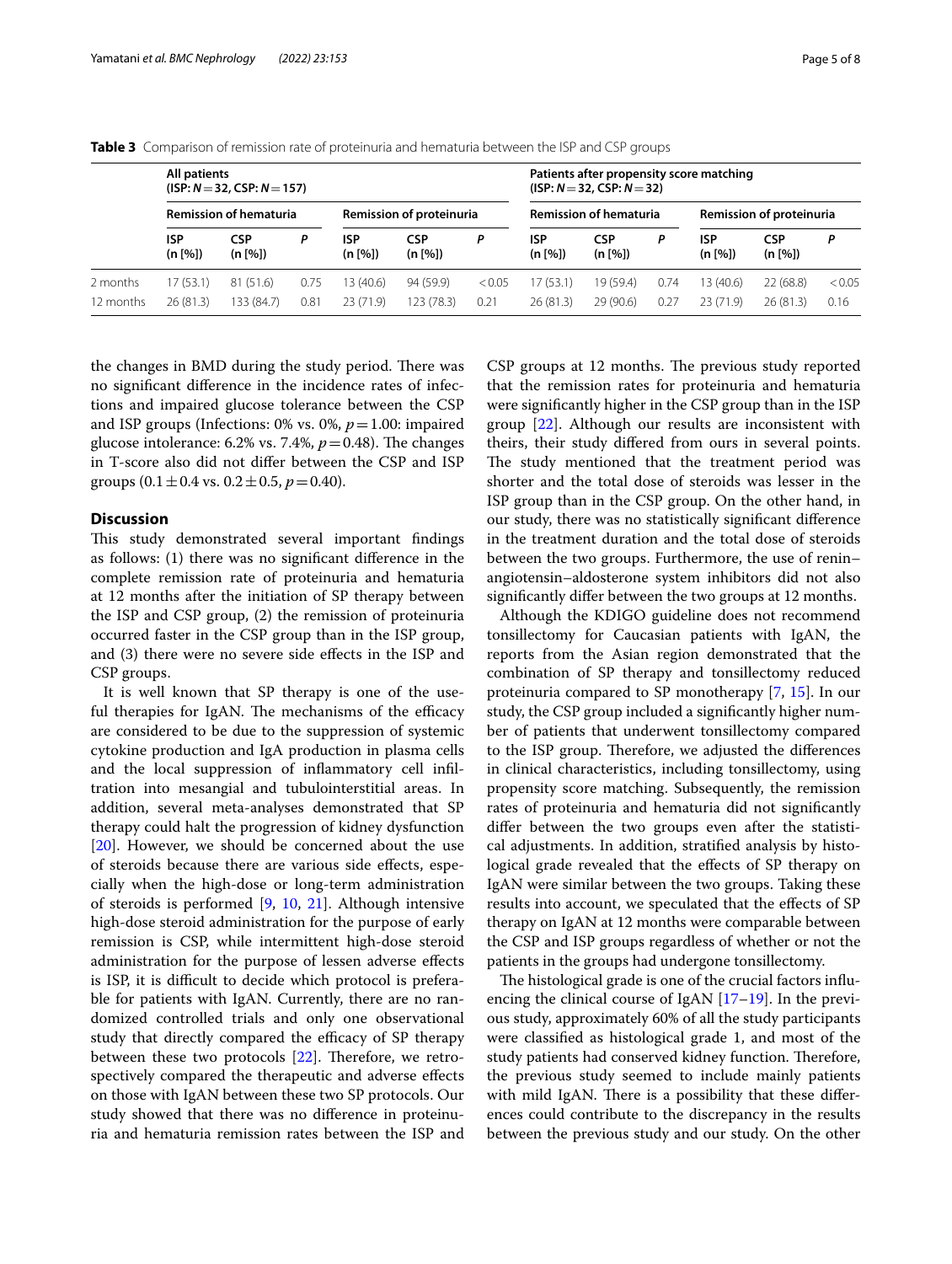**Table 3** Comparison of remission rate of proteinuria and hematuria between the ISP and CSP groups

| | All patients (ISP: $N=32$, CSP: $N=157$) | | | | | | Patients after propensity score matching (ISP: $N=32$, CSP: $N=32$) | | | | | |
|---|---|---|---|---|---|---|---|---|---|---|---|---|
| | Remission of hematuria | | | Remission of proteinuria | | | Remission of hematuria | | | Remission of proteinuria | | |
| | ISP (n [%]) | CSP (n [%]) | P | ISP (n [%]) | CSP (n [%]) | P | ISP (n [%]) | CSP (n [%]) | P | ISP (n [%]) | CSP (n [%]) | P |
| 2 months | 17 (53.1) | 81 (51.6) | 0.75 | 13 (40.6) | 94 (59.9) | < 0.05 | 17 (53.1) | 19 (59.4) | 0.74 | 13 (40.6) | 22 (68.8) | < 0.05 |
| 12 months | 26 (81.3) | 133 (84.7) | 0.81 | 23 (71.9) | 123 (78.3) | 0.21 | 26 (81.3) | 29 (90.6) | 0.27 | 23 (71.9) | 26 (81.3) | 0.16 |

the changes in BMD during the study period. There was no significant difference in the incidence rates of infections and impaired glucose tolerance between the CSP and ISP groups (Infections: 0% vs. 0%, $p=1.00$: impaired glucose intolerance: 6.2% vs. 7.4%, $p=0.48$). The changes in T-score also did not differ between the CSP and ISP groups ($0.1\pm0.4$ vs. $0.2\pm0.5$, $p=0.40$).

## Discussion

This study demonstrated several important findings as follows: (1) there was no significant difference in the complete remission rate of proteinuria and hematuria at 12 months after the initiation of SP therapy between the ISP and CSP group, (2) the remission of proteinuria occurred faster in the CSP group than in the ISP group, and (3) there were no severe side effects in the ISP and CSP groups.

It is well known that SP therapy is one of the useful therapies for IgAN. The mechanisms of the efficacy are considered to be due to the suppression of systemic cytokine production and IgA production in plasma cells and the local suppression of inflammatory cell infiltration into mesangial and tubulointerstitial areas. In addition, several meta-analyses demonstrated that SP therapy could halt the progression of kidney dysfunction [20]. However, we should be concerned about the use of steroids because there are various side effects, especially when the high-dose or long-term administration of steroids is performed [9, 10, 21]. Although intensive high-dose steroid administration for the purpose of early remission is CSP, while intermittent high-dose steroid administration for the purpose of lessen adverse effects is ISP, it is difficult to decide which protocol is preferable for patients with IgAN. Currently, there are no randomized controlled trials and only one observational study that directly compared the efficacy of SP therapy between these two protocols [22]. Therefore, we retrospectively compared the therapeutic and adverse effects on those with IgAN between these two SP protocols. Our study showed that there was no difference in proteinuria and hematuria remission rates between the ISP and CSP groups at 12 months. The previous study reported that the remission rates for proteinuria and hematuria were significantly higher in the CSP group than in the ISP group [22]. Although our results are inconsistent with theirs, their study differed from ours in several points. The study mentioned that the treatment period was shorter and the total dose of steroids was lesser in the ISP group than in the CSP group. On the other hand, in our study, there was no statistically significant difference in the treatment duration and the total dose of steroids between the two groups. Furthermore, the use of renin–angiotensin–aldosterone system inhibitors did not also significantly differ between the two groups at 12 months.

Although the KDIGO guideline does not recommend tonsillectomy for Caucasian patients with IgAN, the reports from the Asian region demonstrated that the combination of SP therapy and tonsillectomy reduced proteinuria compared to SP monotherapy [7, 15]. In our study, the CSP group included a significantly higher number of patients that underwent tonsillectomy compared to the ISP group. Therefore, we adjusted the differences in clinical characteristics, including tonsillectomy, using propensity score matching. Subsequently, the remission rates of proteinuria and hematuria did not significantly differ between the two groups even after the statistical adjustments. In addition, stratified analysis by histological grade revealed that the effects of SP therapy on IgAN were similar between the two groups. Taking these results into account, we speculated that the effects of SP therapy on IgAN at 12 months were comparable between the CSP and ISP groups regardless of whether or not the patients in the groups had undergone tonsillectomy.

The histological grade is one of the crucial factors influencing the clinical course of IgAN [17–19]. In the previous study, approximately 60% of all the study participants were classified as histological grade 1, and most of the study patients had conserved kidney function. Therefore, the previous study seemed to include mainly patients with mild IgAN. There is a possibility that these differences could contribute to the discrepancy in the results between the previous study and our study. On the other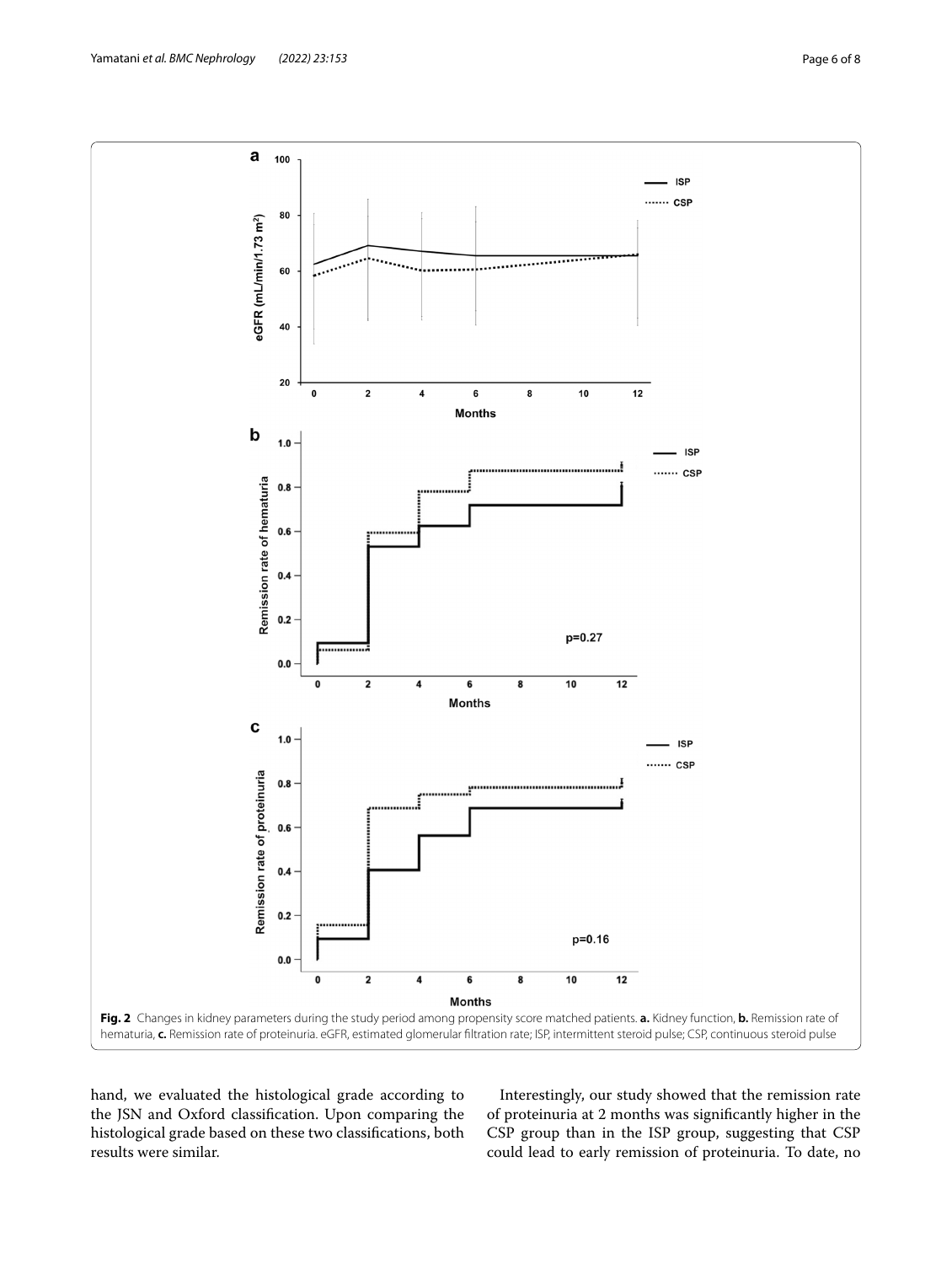**Fig. 2** Changes in kidney parameters during the study period among propensity score matched patients. **a.** Kidney function, **b.** Remission rate of hematuria, **c.** Remission rate of proteinuria. eGFR, estimated glomerular filtration rate; ISP, intermittent steroid pulse; CSP, continuous steroid pulse

hand, we evaluated the histological grade according to the JSN and Oxford classification. Upon comparing the histological grade based on these two classifications, both results were similar.

Interestingly, our study showed that the remission rate of proteinuria at 2 months was significantly higher in the CSP group than in the ISP group, suggesting that CSP could lead to early remission of proteinuria. To date, no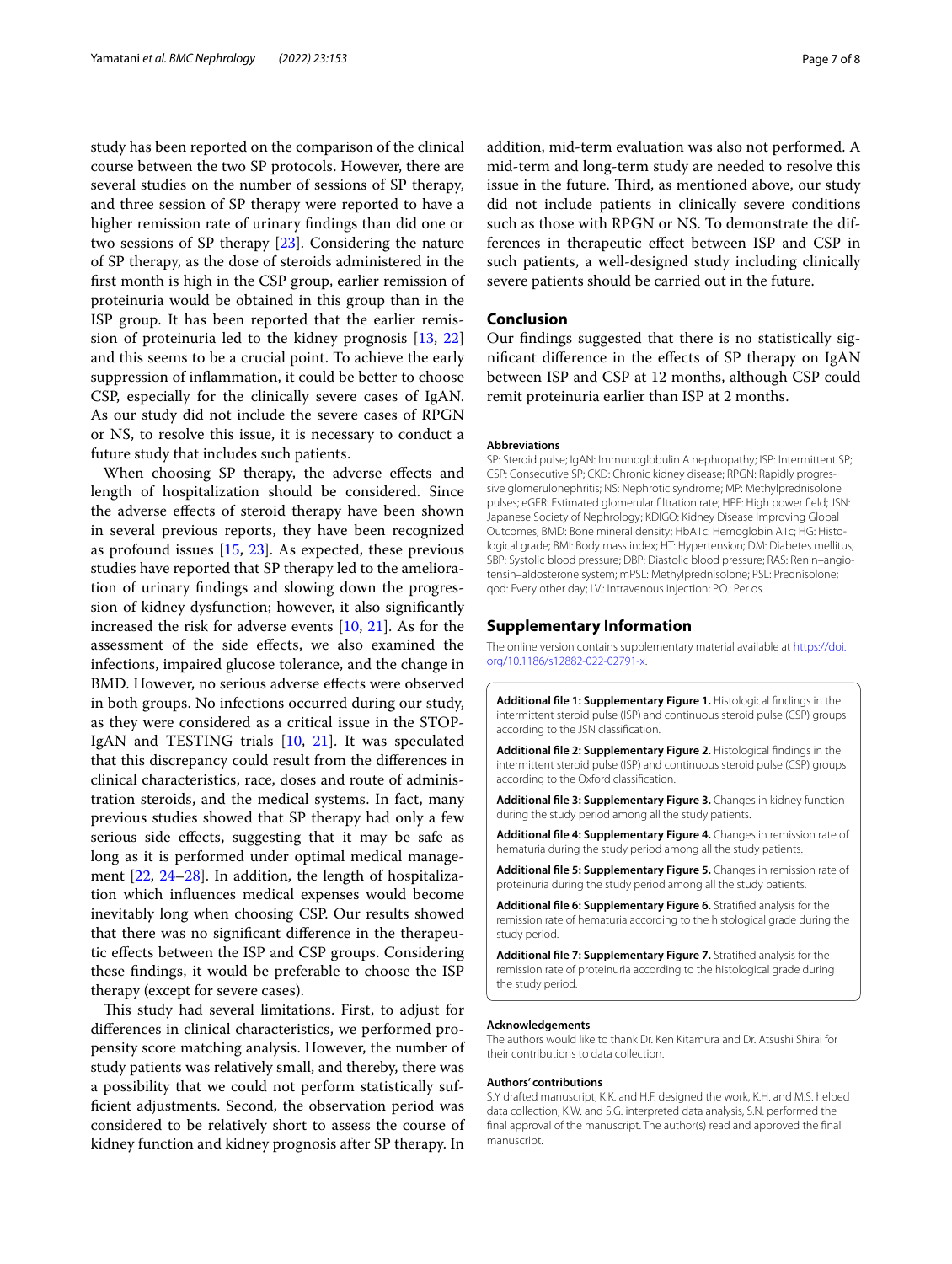study has been reported on the comparison of the clinical course between the two SP protocols. However, there are several studies on the number of sessions of SP therapy, and three session of SP therapy were reported to have a higher remission rate of urinary findings than did one or two sessions of SP therapy [23]. Considering the nature of SP therapy, as the dose of steroids administered in the first month is high in the CSP group, earlier remission of proteinuria would be obtained in this group than in the ISP group. It has been reported that the earlier remission of proteinuria led to the kidney prognosis [13, 22] and this seems to be a crucial point. To achieve the early suppression of inflammation, it could be better to choose CSP, especially for the clinically severe cases of IgAN. As our study did not include the severe cases of RPGN or NS, to resolve this issue, it is necessary to conduct a future study that includes such patients.

When choosing SP therapy, the adverse effects and length of hospitalization should be considered. Since the adverse effects of steroid therapy have been shown in several previous reports, they have been recognized as profound issues [15, 23]. As expected, these previous studies have reported that SP therapy led to the amelioration of urinary findings and slowing down the progression of kidney dysfunction; however, it also significantly increased the risk for adverse events [10, 21]. As for the assessment of the side effects, we also examined the infections, impaired glucose tolerance, and the change in BMD. However, no serious adverse effects were observed in both groups. No infections occurred during our study, as they were considered as a critical issue in the STOP-IgAN and TESTING trials [10, 21]. It was speculated that this discrepancy could result from the differences in clinical characteristics, race, doses and route of administration steroids, and the medical systems. In fact, many previous studies showed that SP therapy had only a few serious side effects, suggesting that it may be safe as long as it is performed under optimal medical management [22, 24–28]. In addition, the length of hospitalization which influences medical expenses would become inevitably long when choosing CSP. Our results showed that there was no significant difference in the therapeutic effects between the ISP and CSP groups. Considering these findings, it would be preferable to choose the ISP therapy (except for severe cases).

This study had several limitations. First, to adjust for differences in clinical characteristics, we performed propensity score matching analysis. However, the number of study patients was relatively small, and thereby, there was a possibility that we could not perform statistically sufficient adjustments. Second, the observation period was considered to be relatively short to assess the course of kidney function and kidney prognosis after SP therapy. In addition, mid-term evaluation was also not performed. A mid-term and long-term study are needed to resolve this issue in the future. Third, as mentioned above, our study did not include patients in clinically severe conditions such as those with RPGN or NS. To demonstrate the differences in therapeutic effect between ISP and CSP in such patients, a well-designed study including clinically severe patients should be carried out in the future.

## Conclusion

Our findings suggested that there is no statistically significant difference in the effects of SP therapy on IgAN between ISP and CSP at 12 months, although CSP could remit proteinuria earlier than ISP at 2 months.

### Abbreviations

SP: Steroid pulse; IgAN: Immunoglobulin A nephropathy; ISP: Intermittent SP; CSP: Consecutive SP; CKD: Chronic kidney disease; RPGN: Rapidly progressive glomerulonephritis; NS: Nephrotic syndrome; MP: Methylprednisolone pulses; eGFR: Estimated glomerular filtration rate; HPF: High power field; JSN: Japanese Society of Nephrology; KDIGO: Kidney Disease Improving Global Outcomes; BMD: Bone mineral density; HbA1c: Hemoglobin A1c; HG: Histological grade; BMI: Body mass index; HT: Hypertension; DM: Diabetes mellitus; SBP: Systolic blood pressure; DBP: Diastolic blood pressure; RAS: Renin–angiotensin–aldosterone system; mPSL: Methylprednisolone; PSL: Prednisolone; qod: Every other day; I.V.: Intravenous injection; P.O.: Per os.

## Supplementary Information

The online version contains supplementary material available at https://doi.org/10.1186/s12882-022-02791-x.

**Additional file 1: Supplementary Figure 1.** Histological findings in the intermittent steroid pulse (ISP) and continuous steroid pulse (CSP) groups according to the JSN classification.

**Additional file 2: Supplementary Figure 2.** Histological findings in the intermittent steroid pulse (ISP) and continuous steroid pulse (CSP) groups according to the Oxford classification.

**Additional file 3: Supplementary Figure 3.** Changes in kidney function during the study period among all the study patients.

**Additional file 4: Supplementary Figure 4.** Changes in remission rate of hematuria during the study period among all the study patients.

**Additional file 5: Supplementary Figure 5.** Changes in remission rate of proteinuria during the study period among all the study patients.

**Additional file 6: Supplementary Figure 6.** Stratified analysis for the remission rate of hematuria according to the histological grade during the study period.

**Additional file 7: Supplementary Figure 7.** Stratified analysis for the remission rate of proteinuria according to the histological grade during the study period.

### Acknowledgements

The authors would like to thank Dr. Ken Kitamura and Dr. Atsushi Shirai for their contributions to data collection.

### Authors' contributions

S.Y drafted manuscript, K.K. and H.F. designed the work, K.H. and M.S. helped data collection, K.W. and S.G. interpreted data analysis, S.N. performed the final approval of the manuscript. The author(s) read and approved the final manuscript.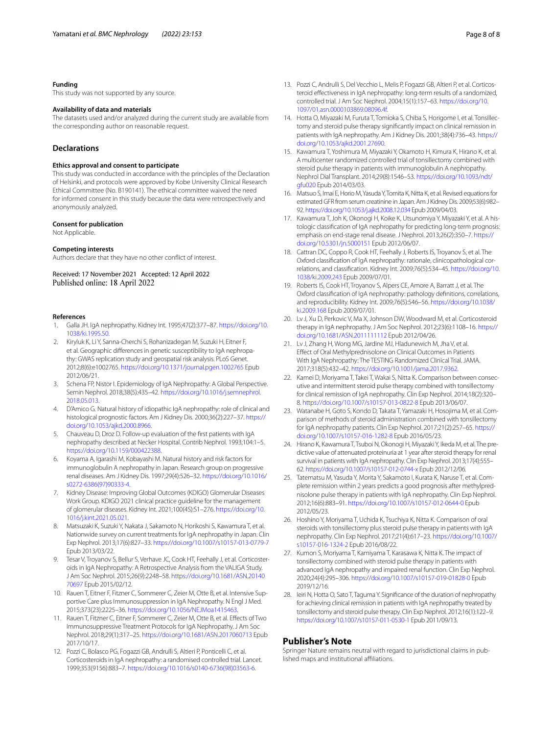#### Funding

This study was not supported by any source.

#### Availability of data and materials

The datasets used and/or analyzed during the current study are available from the corresponding author on reasonable request.

## Declarations

#### Ethics approval and consent to participate

This study was conducted in accordance with the principles of the Declaration of Helsinki, and protocols were approved by Kobe University Clinical Research Ethical Committee (No. B190141). The ethical committee waived the need for informed consent in this study because the data were retrospectively and anonymously analyzed.

#### Consent for publication

Not Applicable.

#### Competing interests

Authors declare that they have no other conflict of interest.

Received: 17 November 2021 Accepted: 12 April 2022
Published online: 18 April 2022

#### References

1. Galla JH. IgA nephropathy. Kidney Int. 1995;47(2):377–87. https://doi.org/10.1038/ki.1995.50.
2. Kiryluk K, Li Y, Sanna-Cherchi S, Rohanizadegan M, Suzuki H, Eitner F, et al. Geographic differences in genetic susceptibility to IgA nephropathy: GWAS replication study and geospatial risk analysis. PLoS Genet. 2012;8(6):e1002765. https://doi.org/10.1371/journal.pgen.1002765 Epub 2012/06/21.
3. Schena FP, Nistor I. Epidemiology of IgA Nephropathy: A Global Perspective. Semin Nephrol. 2018;38(5):435–42. https://doi.org/10.1016/j.semnephrol.2018.05.013.
4. D'Amico G. Natural history of idiopathic IgA nephropathy: role of clinical and histological prognostic factors. Am J Kidney Dis. 2000;36(2):227–37. https://doi.org/10.1053/ajkd.2000.8966.
5. Chauveau D, Droz D. Follow-up evaluation of the first patients with IgA nephropathy described at Necker Hospital. Contrib Nephrol. 1993;104:1–5. https://doi.org/10.1159/000422388.
6. Koyama A, Igarashi M, Kobayashi M. Natural history and risk factors for immunoglobulin A nephropathy in Japan. Research group on progressive renal diseases. Am J Kidney Dis. 1997;29(4):526–32. https://doi.org/10.1016/s0272-6386(97)90333-4.
7. Kidney Disease: Improving Global Outcomes (KDIGO) Glomerular Diseases Work Group. KDIGO 2021 clinical practice guideline for the management of glomerular diseases. Kidney Int. 2021;100(4S):S1–276. https://doi.org/10.1016/j.kint.2021.05.021.
8. Matsuzaki K, Suzuki Y, Nakata J, Sakamoto N, Horikoshi S, Kawamura T, et al. Nationwide survey on current treatments for IgA nephropathy in Japan. Clin Exp Nephrol. 2013;17(6):827–33. https://doi.org/10.1007/s10157-013-0779-7 Epub 2013/03/22.
9. Tesar V, Troyanov S, Bellur S, Verhave JC, Cook HT, Feehally J, et al. Corticosteroids in IgA Nephropathy: A Retrospective Analysis from the VALIGA Study. J Am Soc Nephrol. 2015;26(9):2248–58. https://doi.org/10.1681/ASN.2014070697 Epub 2015/02/12.
10. Rauen T, Eitner F, Fitzner C, Sommerer C, Zeier M, Otte B, et al. Intensive Supportive Care plus Immunosuppression in IgA Nephropathy. N Engl J Med. 2015;373(23):2225–36. https://doi.org/10.1056/NEJMoa1415463.
11. Rauen T, Fitzner C, Eitner F, Sommerer C, Zeier M, Otte B, et al. Effects of Two Immunosuppressive Treatment Protocols for IgA Nephropathy. J Am Soc Nephrol. 2018;29(1):317–25. https://doi.org/10.1681/ASN.2017060713 Epub 2017/10/17.
12. Pozzi C, Bolasco PG, Fogazzi GB, Andrulli S, Altieri P, Ponticelli C, et al. Corticosteroids in IgA nephropathy: a randomised controlled trial. Lancet. 1999;353(9156):883–7. https://doi.org/10.1016/s0140-6736(98)03563-6.
13. Pozzi C, Andrulli S, Del Vecchio L, Melis P, Fogazzi GB, Altieri P, et al. Corticosteroid effectiveness in IgA nephropathy: long-term results of a randomized, controlled trial. J Am Soc Nephrol. 2004;15(1):157–63. https://doi.org/10.1097/01.asn.0000103869.08096.4f.
14. Hotta O, Miyazaki M, Furuta T, Tomioka S, Chiba S, Horigome I, et al. Tonsillectomy and steroid pulse therapy significantly impact on clinical remission in patients with IgA nephropathy. Am J Kidney Dis. 2001;38(4):736–43. https://doi.org/10.1053/ajkd.2001.27690.
15. Kawamura T, Yoshimura M, Miyazaki Y, Okamoto H, Kimura K, Hirano K, et al. A multicenter randomized controlled trial of tonsillectomy combined with steroid pulse therapy in patients with immunoglobulin A nephropathy. Nephrol Dial Transplant. 2014;29(8):1546–53. https://doi.org/10.1093/ndt/gfu020 Epub 2014/03/03.
16. Matsuo S, Imai E, Horio M, Yasuda Y, Tomita K, Nitta K, et al. Revised equations for estimated GFR from serum creatinine in Japan. Am J Kidney Dis. 2009;53(6):982–92. https://doi.org/10.1053/j.ajkd.2008.12.034 Epub 2009/04/03.
17. Kawamura T, Joh K, Okonogi H, Koike K, Utsunomiya Y, Miyazaki Y, et al. A histologic classification of IgA nephropathy for predicting long-term prognosis: emphasis on end-stage renal disease. J Nephrol. 2013;26(2):350–7. https://doi.org/10.5301/jn.5000151 Epub 2012/06/07.
18. Cattran DC, Coppo R, Cook HT, Feehally J, Roberts IS, Troyanov S, et al. The Oxford classification of IgA nephropathy: rationale, clinicopathological correlations, and classification. Kidney Int. 2009;76(5):534–45. https://doi.org/10.1038/ki.2009.243 Epub 2009/07/01.
19. Roberts IS, Cook HT, Troyanov S, Alpers CE, Amore A, Barratt J, et al. The Oxford classification of IgA nephropathy: pathology definitions, correlations, and reproducibility. Kidney Int. 2009;76(5):546–56. https://doi.org/10.1038/ki.2009.168 Epub 2009/07/01.
20. Lv J, Xu D, Perkovic V, Ma X, Johnson DW, Woodward M, et al. Corticosteroid therapy in IgA nephropathy. J Am Soc Nephrol. 2012;23(6):1108–16. https://doi.org/10.1681/ASN.2011111112 Epub 2012/04/26.
21. Lv J, Zhang H, Wong MG, Jardine MJ, Hladunewich M, Jha V, et al. Effect of Oral Methylprednisolone on Clinical Outcomes in Patients With IgA Nephropathy: The TESTING Randomized Clinical Trial. JAMA. 2017;318(5):432–42. https://doi.org/10.1001/jama.2017.9362.
22. Kamei D, Moriyama T, Takei T, Wakai S, Nitta K. Comparison between consecutive and intermittent steroid pulse therapy combined with tonsillectomy for clinical remission of IgA nephropathy. Clin Exp Nephrol. 2014;18(2):320–8. https://doi.org/10.1007/s10157-013-0822-8 Epub 2013/06/07.
23. Watanabe H, Goto S, Kondo D, Takata T, Yamazaki H, Hosojima M, et al. Comparison of methods of steroid administration combined with tonsillectomy for IgA nephropathy patients. Clin Exp Nephrol. 2017;21(2):257–65. https://doi.org/10.1007/s10157-016-1282-8 Epub 2016/05/23.
24. Hirano K, Kawamura T, Tsuboi N, Okonogi H, Miyazaki Y, Ikeda M, et al. The predictive value of attenuated proteinuria at 1 year after steroid therapy for renal survival in patients with IgA nephropathy. Clin Exp Nephrol. 2013;17(4):555–62. https://doi.org/10.1007/s10157-012-0744-x Epub 2012/12/06.
25. Tatematsu M, Yasuda Y, Morita Y, Sakamoto I, Kurata K, Naruse T, et al. Complete remission within 2 years predicts a good prognosis after methylprednisolone pulse therapy in patients with IgA nephropathy. Clin Exp Nephrol. 2012;16(6):883–91. https://doi.org/10.1007/s10157-012-0644-0 Epub 2012/05/23.
26. Hoshino Y, Moriyama T, Uchida K, Tsuchiya K, Nitta K. Comparison of oral steroids with tonsillectomy plus steroid pulse therapy in patients with IgA nephropathy. Clin Exp Nephrol. 2017;21(4):617–23. https://doi.org/10.1007/s10157-016-1324-2 Epub 2016/08/22.
27. Kumon S, Moriyama T, Kamiyama T, Karasawa K, Nitta K. The impact of tonsillectomy combined with steroid pulse therapy in patients with advanced IgA nephropathy and impaired renal function. Clin Exp Nephrol. 2020;24(4):295–306. https://doi.org/10.1007/s10157-019-01828-0 Epub 2019/12/16.
28. Ieiri N, Hotta O, Sato T, Taguma Y. Significance of the duration of nephropathy for achieving clinical remission in patients with IgA nephropathy treated by tonsillectomy and steroid pulse therapy. Clin Exp Nephrol. 2012;16(1):122–9. https://doi.org/10.1007/s10157-011-0530-1 Epub 2011/09/13.

## Publisher's Note

Springer Nature remains neutral with regard to jurisdictional claims in published maps and institutional affiliations.